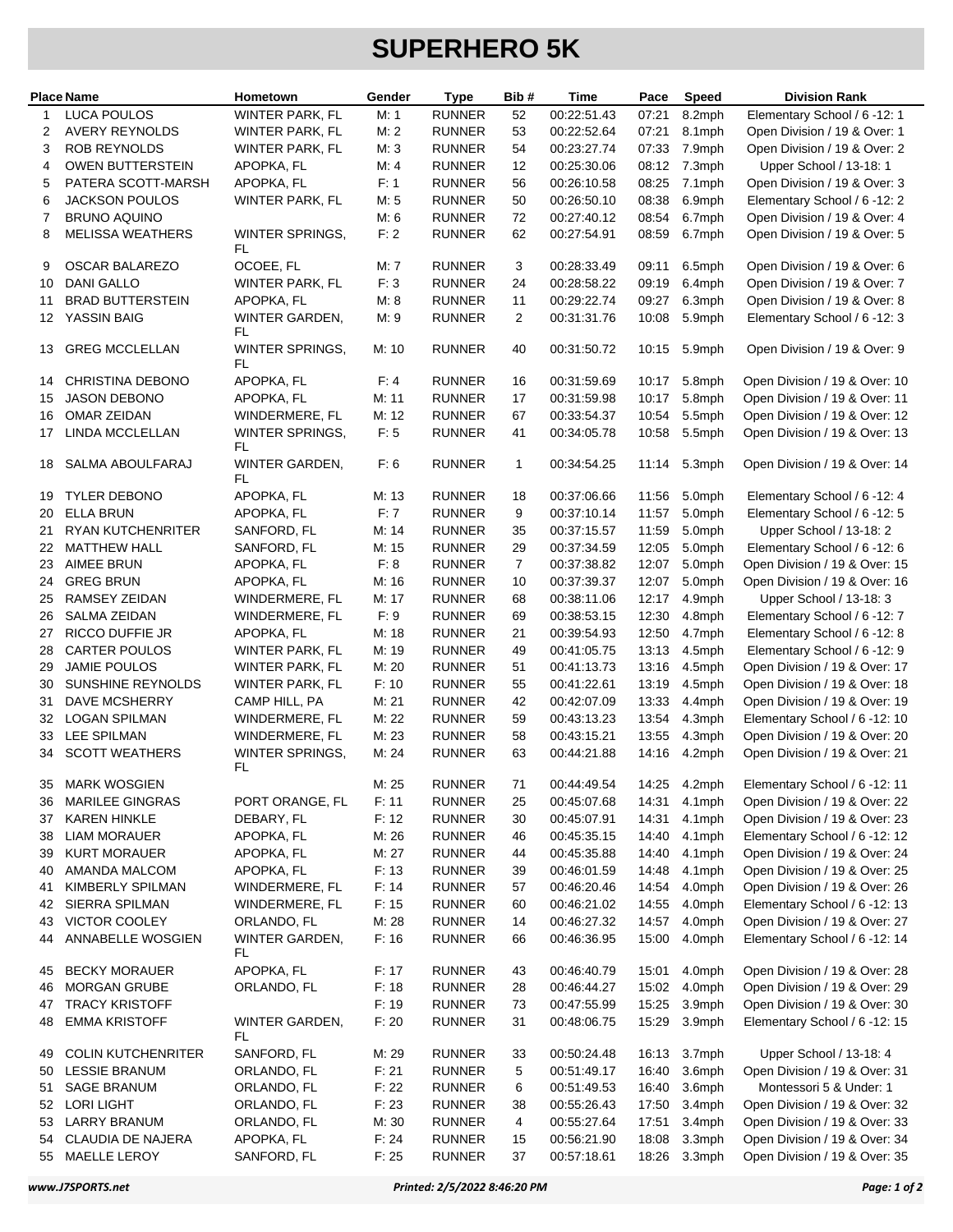# SUPERHERO 5K

| Place | Name | Hometown | Gender | Type | Bib # | Time | Pace | Speed | Division Rank |
|---|---|---|---|---|---|---|---|---|---|
| 1 | LUCA POULOS | WINTER PARK, FL | M: 1 | RUNNER | 52 | 00:22:51.43 | 07:21 | 8.2mph | Elementary School / 6 -12: 1 |
| 2 | AVERY REYNOLDS | WINTER PARK, FL | M: 2 | RUNNER | 53 | 00:22:52.64 | 07:21 | 8.1mph | Open Division / 19 & Over: 1 |
| 3 | ROB REYNOLDS | WINTER PARK, FL | M: 3 | RUNNER | 54 | 00:23:27.74 | 07:33 | 7.9mph | Open Division / 19 & Over: 2 |
| 4 | OWEN BUTTERSTEIN | APOPKA, FL | M: 4 | RUNNER | 12 | 00:25:30.06 | 08:12 | 7.3mph | Upper School / 13-18: 1 |
| 5 | PATERA SCOTT-MARSH | APOPKA, FL | F: 1 | RUNNER | 56 | 00:26:10.58 | 08:25 | 7.1mph | Open Division / 19 & Over: 3 |
| 6 | JACKSON POULOS | WINTER PARK, FL | M: 5 | RUNNER | 50 | 00:26:50.10 | 08:38 | 6.9mph | Elementary School / 6 -12: 2 |
| 7 | BRUNO AQUINO | | M: 6 | RUNNER | 72 | 00:27:40.12 | 08:54 | 6.7mph | Open Division / 19 & Over: 4 |
| 8 | MELISSA WEATHERS | WINTER SPRINGS, FL | F: 2 | RUNNER | 62 | 00:27:54.91 | 08:59 | 6.7mph | Open Division / 19 & Over: 5 |
| 9 | OSCAR BALAREZO | OCOEE, FL | M: 7 | RUNNER | 3 | 00:28:33.49 | 09:11 | 6.5mph | Open Division / 19 & Over: 6 |
| 10 | DANI GALLO | WINTER PARK, FL | F: 3 | RUNNER | 24 | 00:28:58.22 | 09:19 | 6.4mph | Open Division / 19 & Over: 7 |
| 11 | BRAD BUTTERSTEIN | APOPKA, FL | M: 8 | RUNNER | 11 | 00:29:22.74 | 09:27 | 6.3mph | Open Division / 19 & Over: 8 |
| 12 | YASSIN BAIG | WINTER GARDEN, FL | M: 9 | RUNNER | 2 | 00:31:31.76 | 10:08 | 5.9mph | Elementary School / 6 -12: 3 |
| 13 | GREG MCCLELLAN | WINTER SPRINGS, FL | M: 10 | RUNNER | 40 | 00:31:50.72 | 10:15 | 5.9mph | Open Division / 19 & Over: 9 |
| 14 | CHRISTINA DEBONO | APOPKA, FL | F: 4 | RUNNER | 16 | 00:31:59.69 | 10:17 | 5.8mph | Open Division / 19 & Over: 10 |
| 15 | JASON DEBONO | APOPKA, FL | M: 11 | RUNNER | 17 | 00:31:59.98 | 10:17 | 5.8mph | Open Division / 19 & Over: 11 |
| 16 | OMAR ZEIDAN | WINDERMERE, FL | M: 12 | RUNNER | 67 | 00:33:54.37 | 10:54 | 5.5mph | Open Division / 19 & Over: 12 |
| 17 | LINDA MCCLELLAN | WINTER SPRINGS, FL | F: 5 | RUNNER | 41 | 00:34:05.78 | 10:58 | 5.5mph | Open Division / 19 & Over: 13 |
| 18 | SALMA ABOULFARAJ | WINTER GARDEN, FL | F: 6 | RUNNER | 1 | 00:34:54.25 | 11:14 | 5.3mph | Open Division / 19 & Over: 14 |
| 19 | TYLER DEBONO | APOPKA, FL | M: 13 | RUNNER | 18 | 00:37:06.66 | 11:56 | 5.0mph | Elementary School / 6 -12: 4 |
| 20 | ELLA BRUN | APOPKA, FL | F: 7 | RUNNER | 9 | 00:37:10.14 | 11:57 | 5.0mph | Elementary School / 6 -12: 5 |
| 21 | RYAN KUTCHENRITER | SANFORD, FL | M: 14 | RUNNER | 35 | 00:37:15.57 | 11:59 | 5.0mph | Upper School / 13-18: 2 |
| 22 | MATTHEW HALL | SANFORD, FL | M: 15 | RUNNER | 29 | 00:37:34.59 | 12:05 | 5.0mph | Elementary School / 6 -12: 6 |
| 23 | AIMEE BRUN | APOPKA, FL | F: 8 | RUNNER | 7 | 00:37:38.82 | 12:07 | 5.0mph | Open Division / 19 & Over: 15 |
| 24 | GREG BRUN | APOPKA, FL | M: 16 | RUNNER | 10 | 00:37:39.37 | 12:07 | 5.0mph | Open Division / 19 & Over: 16 |
| 25 | RAMSEY ZEIDAN | WINDERMERE, FL | M: 17 | RUNNER | 68 | 00:38:11.06 | 12:17 | 4.9mph | Upper School / 13-18: 3 |
| 26 | SALMA ZEIDAN | WINDERMERE, FL | F: 9 | RUNNER | 69 | 00:38:53.15 | 12:30 | 4.8mph | Elementary School / 6 -12: 7 |
| 27 | RICCO DUFFIE JR | APOPKA, FL | M: 18 | RUNNER | 21 | 00:39:54.93 | 12:50 | 4.7mph | Elementary School / 6 -12: 8 |
| 28 | CARTER POULOS | WINTER PARK, FL | M: 19 | RUNNER | 49 | 00:41:05.75 | 13:13 | 4.5mph | Elementary School / 6 -12: 9 |
| 29 | JAMIE POULOS | WINTER PARK, FL | M: 20 | RUNNER | 51 | 00:41:13.73 | 13:16 | 4.5mph | Open Division / 19 & Over: 17 |
| 30 | SUNSHINE REYNOLDS | WINTER PARK, FL | F: 10 | RUNNER | 55 | 00:41:22.61 | 13:19 | 4.5mph | Open Division / 19 & Over: 18 |
| 31 | DAVE MCSHERRY | CAMP HILL, PA | M: 21 | RUNNER | 42 | 00:42:07.09 | 13:33 | 4.4mph | Open Division / 19 & Over: 19 |
| 32 | LOGAN SPILMAN | WINDERMERE, FL | M: 22 | RUNNER | 59 | 00:43:13.23 | 13:54 | 4.3mph | Elementary School / 6 -12: 10 |
| 33 | LEE SPILMAN | WINDERMERE, FL | M: 23 | RUNNER | 58 | 00:43:15.21 | 13:55 | 4.3mph | Open Division / 19 & Over: 20 |
| 34 | SCOTT WEATHERS | WINTER SPRINGS, FL | M: 24 | RUNNER | 63 | 00:44:21.88 | 14:16 | 4.2mph | Open Division / 19 & Over: 21 |
| 35 | MARK WOSGIEN | | M: 25 | RUNNER | 71 | 00:44:49.54 | 14:25 | 4.2mph | Elementary School / 6 -12: 11 |
| 36 | MARILEE GINGRAS | PORT ORANGE, FL | F: 11 | RUNNER | 25 | 00:45:07.68 | 14:31 | 4.1mph | Open Division / 19 & Over: 22 |
| 37 | KAREN HINKLE | DEBARY, FL | F: 12 | RUNNER | 30 | 00:45:07.91 | 14:31 | 4.1mph | Open Division / 19 & Over: 23 |
| 38 | LIAM MORAUER | APOPKA, FL | M: 26 | RUNNER | 46 | 00:45:35.15 | 14:40 | 4.1mph | Elementary School / 6 -12: 12 |
| 39 | KURT MORAUER | APOPKA, FL | M: 27 | RUNNER | 44 | 00:45:35.88 | 14:40 | 4.1mph | Open Division / 19 & Over: 24 |
| 40 | AMANDA MALCOM | APOPKA, FL | F: 13 | RUNNER | 39 | 00:46:01.59 | 14:48 | 4.1mph | Open Division / 19 & Over: 25 |
| 41 | KIMBERLY SPILMAN | WINDERMERE, FL | F: 14 | RUNNER | 57 | 00:46:20.46 | 14:54 | 4.0mph | Open Division / 19 & Over: 26 |
| 42 | SIERRA SPILMAN | WINDERMERE, FL | F: 15 | RUNNER | 60 | 00:46:21.02 | 14:55 | 4.0mph | Elementary School / 6 -12: 13 |
| 43 | VICTOR COOLEY | ORLANDO, FL | M: 28 | RUNNER | 14 | 00:46:27.32 | 14:57 | 4.0mph | Open Division / 19 & Over: 27 |
| 44 | ANNABELLE WOSGIEN | WINTER GARDEN, FL | F: 16 | RUNNER | 66 | 00:46:36.95 | 15:00 | 4.0mph | Elementary School / 6 -12: 14 |
| 45 | BECKY MORAUER | APOPKA, FL | F: 17 | RUNNER | 43 | 00:46:40.79 | 15:01 | 4.0mph | Open Division / 19 & Over: 28 |
| 46 | MORGAN GRUBE | ORLANDO, FL | F: 18 | RUNNER | 28 | 00:46:44.27 | 15:02 | 4.0mph | Open Division / 19 & Over: 29 |
| 47 | TRACY KRISTOFF | | F: 19 | RUNNER | 73 | 00:47:55.99 | 15:25 | 3.9mph | Open Division / 19 & Over: 30 |
| 48 | EMMA KRISTOFF | WINTER GARDEN, FL | F: 20 | RUNNER | 31 | 00:48:06.75 | 15:29 | 3.9mph | Elementary School / 6 -12: 15 |
| 49 | COLIN KUTCHENRITER | SANFORD, FL | M: 29 | RUNNER | 33 | 00:50:24.48 | 16:13 | 3.7mph | Upper School / 13-18: 4 |
| 50 | LESSIE BRANUM | ORLANDO, FL | F: 21 | RUNNER | 5 | 00:51:49.17 | 16:40 | 3.6mph | Open Division / 19 & Over: 31 |
| 51 | SAGE BRANUM | ORLANDO, FL | F: 22 | RUNNER | 6 | 00:51:49.53 | 16:40 | 3.6mph | Montessori 5 & Under: 1 |
| 52 | LORI LIGHT | ORLANDO, FL | F: 23 | RUNNER | 38 | 00:55:26.43 | 17:50 | 3.4mph | Open Division / 19 & Over: 32 |
| 53 | LARRY BRANUM | ORLANDO, FL | M: 30 | RUNNER | 4 | 00:55:27.64 | 17:51 | 3.4mph | Open Division / 19 & Over: 33 |
| 54 | CLAUDIA DE NAJERA | APOPKA, FL | F: 24 | RUNNER | 15 | 00:56:21.90 | 18:08 | 3.3mph | Open Division / 19 & Over: 34 |
| 55 | MAELLE LEROY | SANFORD, FL | F: 25 | RUNNER | 37 | 00:57:18.61 | 18:26 | 3.3mph | Open Division / 19 & Over: 35 |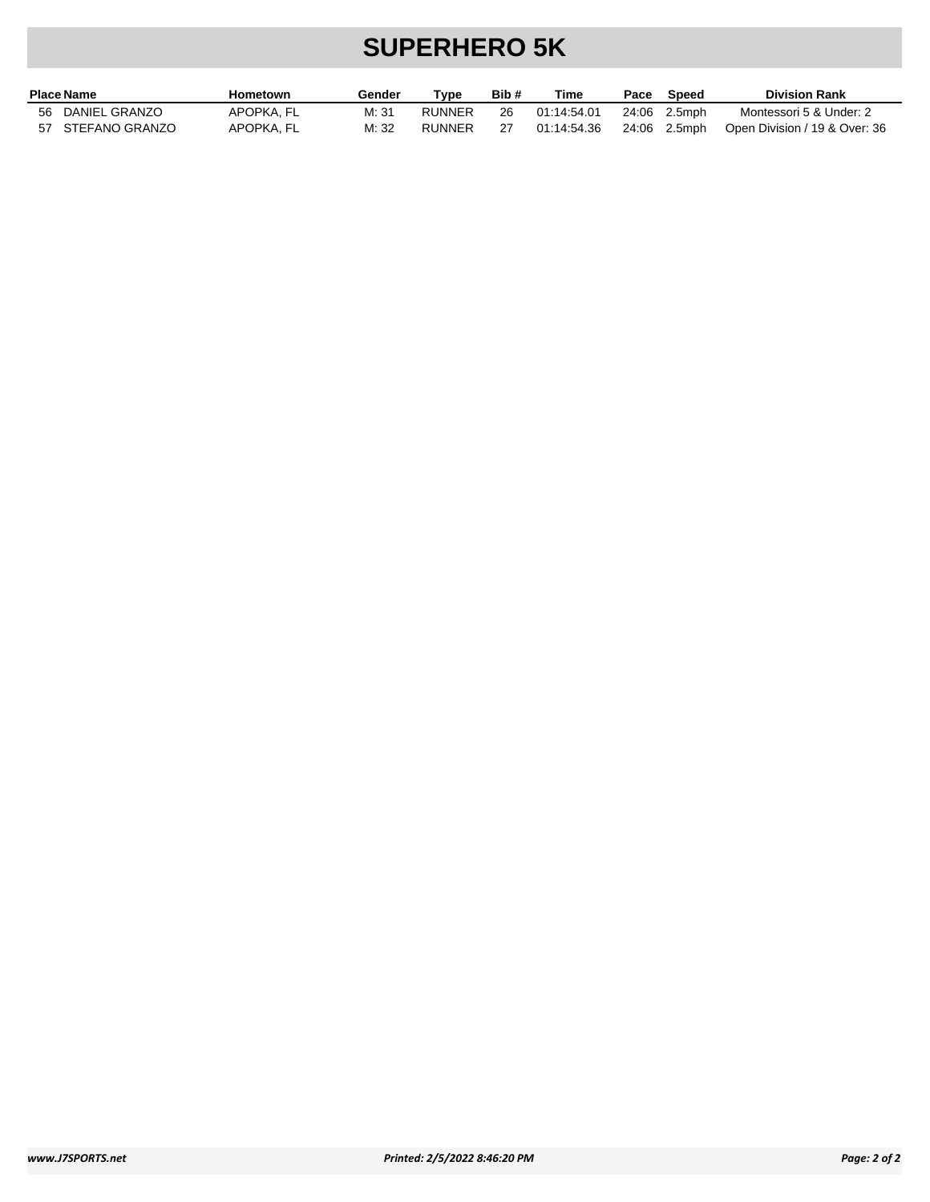# SUPERHERO 5K

| Place | Name | Hometown | Gender | Type | Bib # | Time | Pace | Speed | Division Rank |
|---|---|---|---|---|---|---|---|---|---|
| 56 | DANIEL GRANZO | APOPKA, FL | M: 31 | RUNNER | 26 | 01:14:54.01 | 24:06 | 2.5mph | Montessori 5 & Under: 2 |
| 57 | STEFANO GRANZO | APOPKA, FL | M: 32 | RUNNER | 27 | 01:14:54.36 | 24:06 | 2.5mph | Open Division / 19 & Over: 36 |

*www.J7SPORTS.net* *Printed: 2/5/2022 8:46:20 PM*